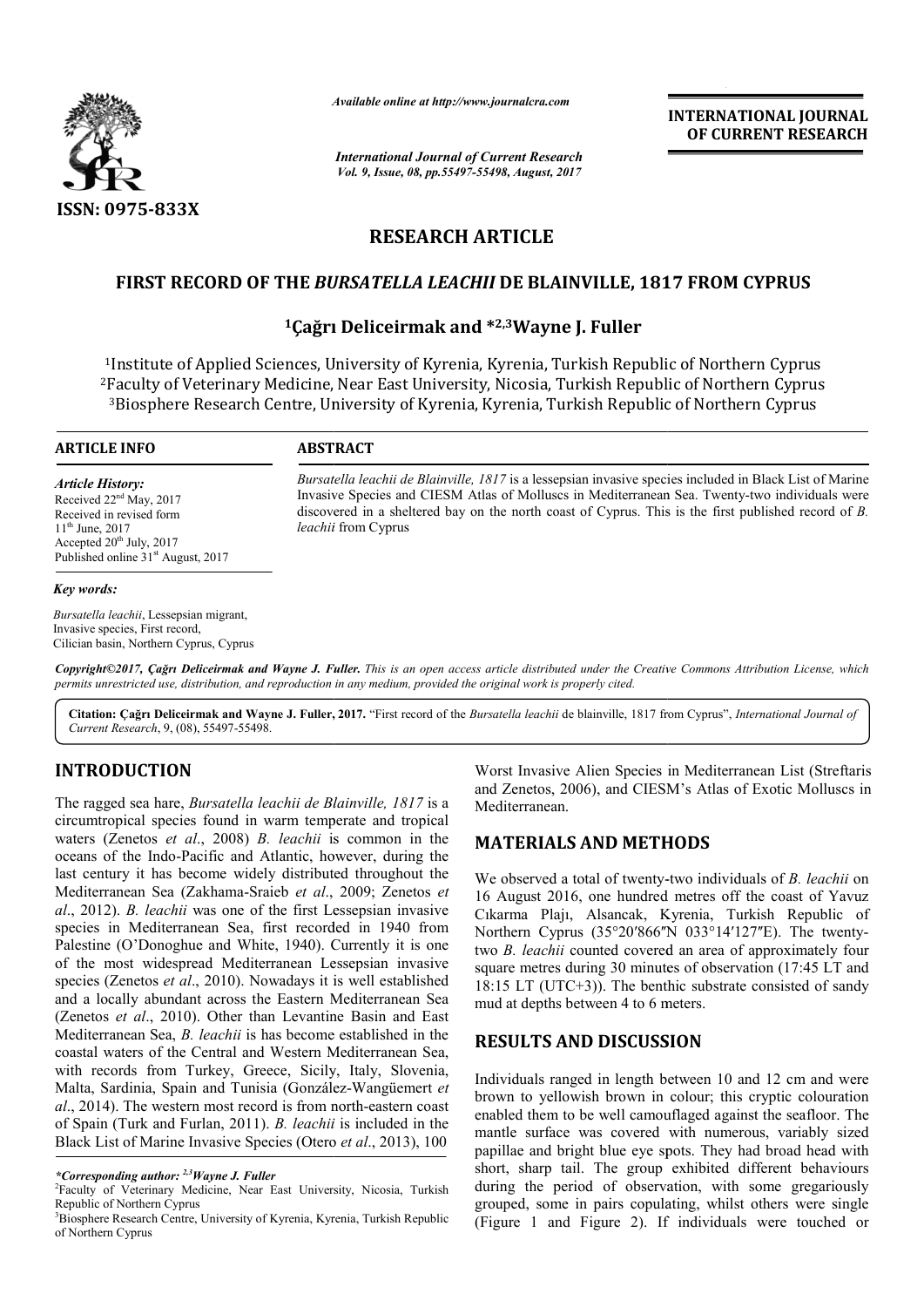*Available online at http://www.journalcra.com*

*International Journal of Current Research*
*Vol. 9, Issue, 08, pp.55497-55498, August, 2017*

**INTERNATIONAL JOURNAL OF CURRENT RESEARCH**

ISSN: 0975-833X

# RESEARCH ARTICLE

## FIRST RECORD OF THE *BURSATELLA LEACHII* DE BLAINVILLE, 1817 FROM CYPRUS

**[1]Çağrı Deliceirmak and *[2,3]Wayne J. Fuller**

[1]Institute of Applied Sciences, University of Kyrenia, Kyrenia, Turkish Republic of Northern Cyprus
[2]Faculty of Veterinary Medicine, Near East University, Nicosia, Turkish Republic of Northern Cyprus
[3]Biosphere Research Centre, University of Kyrenia, Kyrenia, Turkish Republic of Northern Cyprus

**ARTICLE INFO**

*Article History:*
Received 22nd May, 2017
Received in revised form 11th June, 2017
Accepted 20th July, 2017
Published online 31st August, 2017

*Key words:*
*Bursatella leachii*, Lessepsian migrant, Invasive species, First record, Cilician basin, Northern Cyprus, Cyprus

**ABSTRACT**

*Bursatella leachii de Blainville, 1817* is a lessepsian invasive species included in Black List of Marine Invasive Species and CIESM Atlas of Molluscs in Mediterranean Sea. Twenty-two individuals were discovered in a sheltered bay on the north coast of Cyprus. This is the first published record of *B. leachii* from Cyprus

*Copyright©2017, Çağrı Deliceirmak and Wayne J. Fuller. This is an open access article distributed under the Creative Commons Attribution License, which permits unrestricted use, distribution, and reproduction in any medium, provided the original work is properly cited.*

**Citation: Çağrı Deliceirmak and Wayne J. Fuller, 2017.** "First record of the *Bursatella leachii* de blainville, 1817 from Cyprus", *International Journal of Current Research*, 9, (08), 55497-55498.

## INTRODUCTION

The ragged sea hare, *Bursatella leachii de Blainville, 1817* is a circumtropical species found in warm temperate and tropical waters (Zenetos *et al*., 2008) *B. leachii* is common in the oceans of the Indo-Pacific and Atlantic, however, during the last century it has become widely distributed throughout the Mediterranean Sea (Zakhama-Sraieb *et al*., 2009; Zenetos *et al*., 2012). *B. leachii* was one of the first Lessepsian invasive species in Mediterranean Sea, first recorded in 1940 from Palestine (O'Donoghue and White, 1940). Currently it is one of the most widespread Mediterranean Lessepsian invasive species (Zenetos *et al*., 2010). Nowadays it is well established and a locally abundant across the Eastern Mediterranean Sea (Zenetos *et al*., 2010). Other than Levantine Basin and East Mediterranean Sea, *B. leachii* is has become established in the coastal waters of the Central and Western Mediterranean Sea, with records from Turkey, Greece, Sicily, Italy, Slovenia, Malta, Sardinia, Spain and Tunisia (González-Wangüemert *et al*., 2014). The western most record is from north-eastern coast of Spain (Turk and Furlan, 2011). *B. leachii* is included in the Black List of Marine Invasive Species (Otero *et al*., 2013), 100 Worst Invasive Alien Species in Mediterranean List (Streftaris and Zenetos, 2006), and CIESM's Atlas of Exotic Molluscs in Mediterranean.

## MATERIALS AND METHODS

We observed a total of twenty-two individuals of *B. leachii* on 16 August 2016, one hundred metres off the coast of Yavuz Cıkarma Plajı, Alsancak, Kyrenia, Turkish Republic of Northern Cyprus (35°20′866″N 033°14′127″E). The twenty-two *B. leachii* counted covered an area of approximately four square metres during 30 minutes of observation (17:45 LT and 18:15 LT (UTC+3)). The benthic substrate consisted of sandy mud at depths between 4 to 6 meters.

## RESULTS AND DISCUSSION

Individuals ranged in length between 10 and 12 cm and were brown to yellowish brown in colour; this cryptic colouration enabled them to be well camouflaged against the seafloor. The mantle surface was covered with numerous, variably sized papillae and bright blue eye spots. They had broad head with short, sharp tail. The group exhibited different behaviours during the period of observation, with some gregariously grouped, some in pairs copulating, whilst others were single (Figure 1 and Figure 2). If individuals were touched or

*Corresponding author: [2,3]Wayne J. Fuller
[2]Faculty of Veterinary Medicine, Near East University, Nicosia, Turkish Republic of Northern Cyprus
[3]Biosphere Research Centre, University of Kyrenia, Kyrenia, Turkish Republic of Northern Cyprus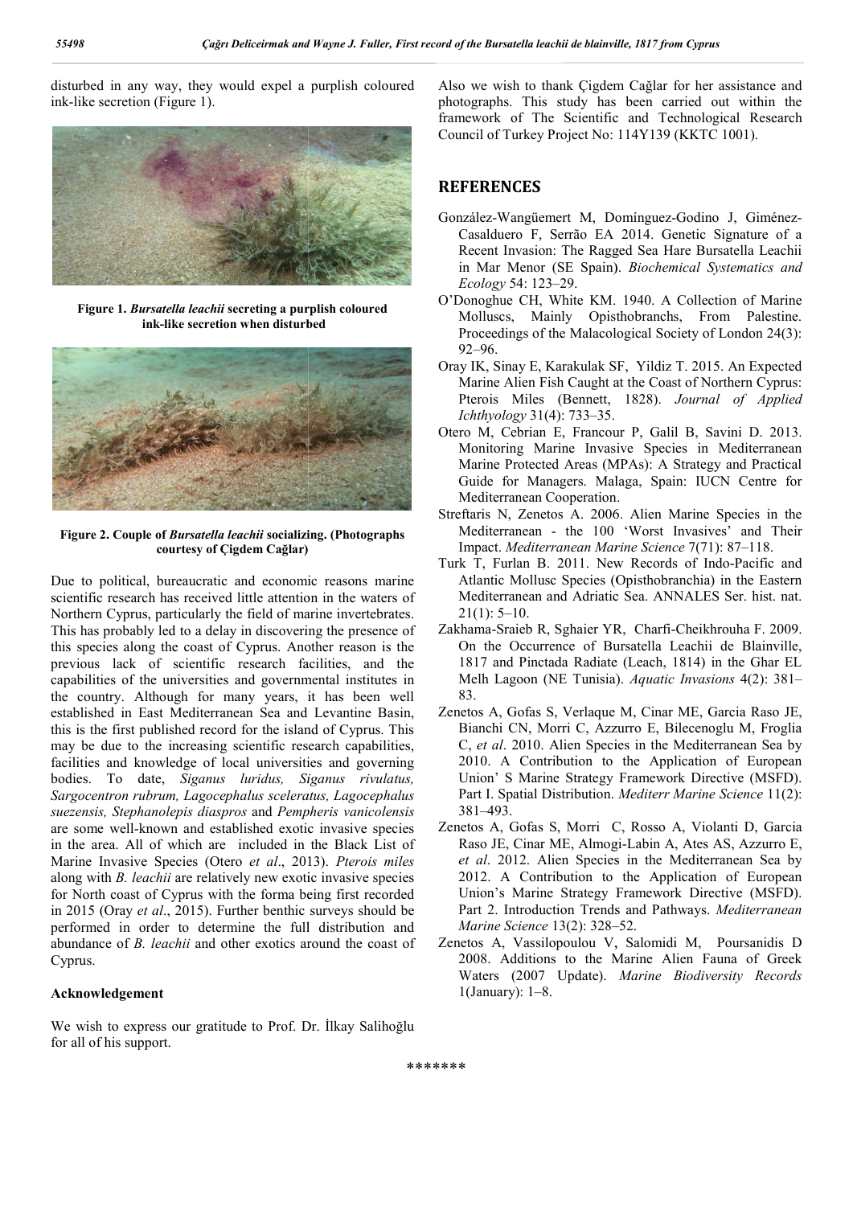disturbed in any way, they would expel a purplish coloured ink-like secretion (Figure 1).

**Figure 1.** ***Bursatella leachii*** **secreting a purplish coloured ink-like secretion when disturbed**

**Figure 2. Couple of** ***Bursatella leachii*** **socializing. (Photographs courtesy of Çigdem Cağlar)**

Due to political, bureaucratic and economic reasons marine scientific research has received little attention in the waters of Northern Cyprus, particularly the field of marine invertebrates. This has probably led to a delay in discovering the presence of this species along the coast of Cyprus. Another reason is the previous lack of scientific research facilities, and the capabilities of the universities and governmental institutes in the country. Although for many years, it has been well established in East Mediterranean Sea and Levantine Basin, this is the first published record for the island of Cyprus. This may be due to the increasing scientific research capabilities, facilities and knowledge of local universities and governing bodies. To date, *Siganus luridus, Siganus rivulatus, Sargocentron rubrum, Lagocephalus sceleratus, Lagocephalus suezensis, Stephanolepis diaspros* and *Pempheris vanicolensis* are some well-known and established exotic invasive species in the area. All of which are included in the Black List of Marine Invasive Species (Otero *et al*., 2013). *Pterois miles* along with *B. leachii* are relatively new exotic invasive species for North coast of Cyprus with the forma being first recorded in 2015 (Oray *et al*., 2015). Further benthic surveys should be performed in order to determine the full distribution and abundance of *B. leachii* and other exotics around the coast of Cyprus.

### Acknowledgement

We wish to express our gratitude to Prof. Dr. İlkay Salihoğlu for all of his support. Also we wish to thank Çigdem Cağlar for her assistance and photographs. This study has been carried out within the framework of The Scientific and Technological Research Council of Turkey Project No: 114Y139 (KKTC 1001).

## REFERENCES

González-Wangüemert M, Domínguez-Godino J, Giménez-Casalduero F, Serrão EA 2014. Genetic Signature of a Recent Invasion: The Ragged Sea Hare Bursatella Leachii in Mar Menor (SE Spain). *Biochemical Systematics and Ecology* 54: 123–29.

O'Donoghue CH, White KM. 1940. A Collection of Marine Molluscs, Mainly Opisthobranchs, From Palestine. Proceedings of the Malacological Society of London 24(3): 92–96.

Oray IK, Sinay E, Karakulak SF, Yildiz T. 2015. An Expected Marine Alien Fish Caught at the Coast of Northern Cyprus: Pterois Miles (Bennett, 1828). *Journal of Applied Ichthyology* 31(4): 733–35.

Otero M, Cebrian E, Francour P, Galil B, Savini D. 2013. Monitoring Marine Invasive Species in Mediterranean Marine Protected Areas (MPAs): A Strategy and Practical Guide for Managers. Malaga, Spain: IUCN Centre for Mediterranean Cooperation.

Streftaris N, Zenetos A. 2006. Alien Marine Species in the Mediterranean - the 100 'Worst Invasives' and Their Impact. *Mediterranean Marine Science* 7(71): 87–118.

Turk T, Furlan B. 2011. New Records of Indo-Pacific and Atlantic Mollusc Species (Opisthobranchia) in the Eastern Mediterranean and Adriatic Sea. ANNALES Ser. hist. nat. 21(1): 5–10.

Zakhama-Sraieb R, Sghaier YR, Charfi-Cheikhrouha F. 2009. On the Occurrence of Bursatella Leachii de Blainville, 1817 and Pinctada Radiate (Leach, 1814) in the Ghar EL Melh Lagoon (NE Tunisia). *Aquatic Invasions* 4(2): 381–83.

Zenetos A, Gofas S, Verlaque M, Cinar ME, Garcia Raso JE, Bianchi CN, Morri C, Azzurro E, Bilecenoglu M, Froglia C, *et al*. 2010. Alien Species in the Mediterranean Sea by 2010. A Contribution to the Application of European Union' S Marine Strategy Framework Directive (MSFD). Part I. Spatial Distribution. *Mediterr Marine Science* 11(2): 381–493.

Zenetos A, Gofas S, Morri C, Rosso A, Violanti D, Garcia Raso JE, Cinar ME, Almogi-Labin A, Ates AS, Azzurro E, *et al*. 2012. Alien Species in the Mediterranean Sea by 2012. A Contribution to the Application of European Union's Marine Strategy Framework Directive (MSFD). Part 2. Introduction Trends and Pathways. *Mediterranean Marine Science* 13(2): 328–52.

Zenetos A, Vassilopoulou V, Salomidi M, Poursanidis D 2008. Additions to the Marine Alien Fauna of Greek Waters (2007 Update). *Marine Biodiversity Records* 1(January): 1–8.

*******